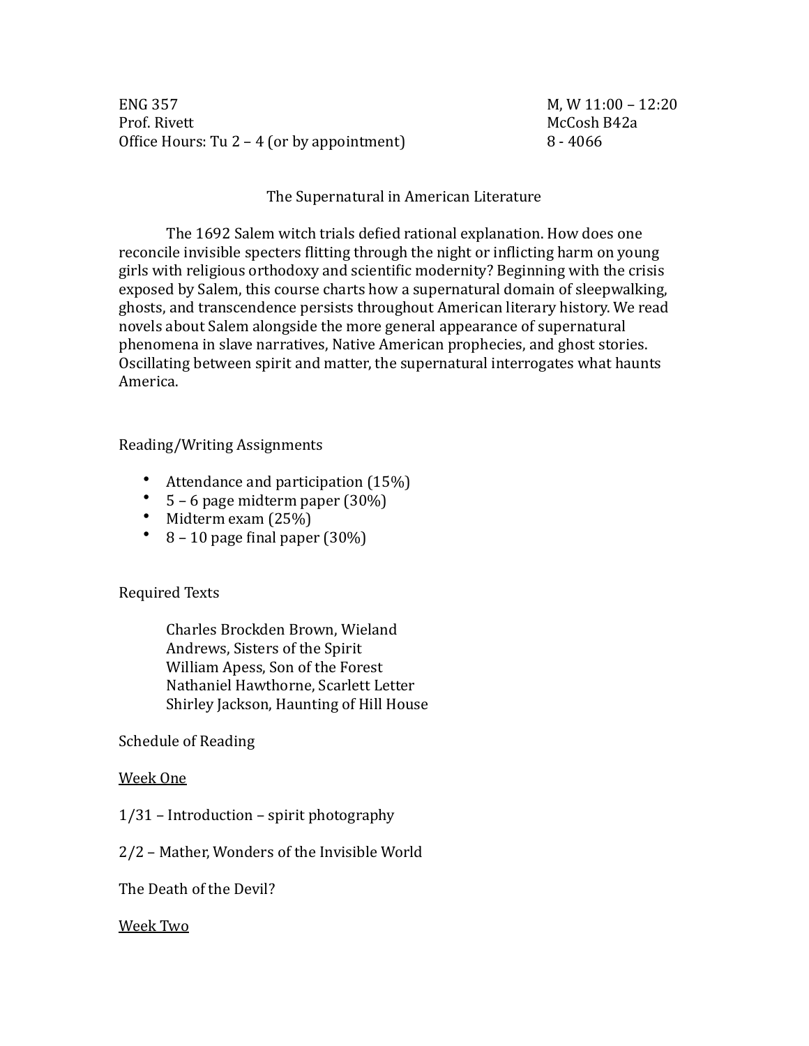ENG 357 | M, W 11:00 – 12:20
Prof. Rivett | McCosh B42a
Office Hours: Tu 2 – 4 (or by appointment) | 8 - 4066

## The Supernatural in American Literature

The 1692 Salem witch trials defied rational explanation. How does one reconcile invisible specters flitting through the night or inflicting harm on young girls with religious orthodoxy and scientific modernity? Beginning with the crisis exposed by Salem, this course charts how a supernatural domain of sleepwalking, ghosts, and transcendence persists throughout American literary history. We read novels about Salem alongside the more general appearance of supernatural phenomena in slave narratives, Native American prophecies, and ghost stories. Oscillating between spirit and matter, the supernatural interrogates what haunts America.

### Reading/Writing Assignments

- Attendance and participation (15%)
- 5 – 6 page midterm paper (30%)
- Midterm exam (25%)
- 8 – 10 page final paper (30%)

### Required Texts

Charles Brockden Brown, Wieland
Andrews, Sisters of the Spirit
William Apess, Son of the Forest
Nathaniel Hawthorne, Scarlett Letter
Shirley Jackson, Haunting of Hill House

### Schedule of Reading

<u>Week One</u>

1/31 – Introduction – spirit photography

2/2 – Mather, Wonders of the Invisible World

The Death of the Devil?

<u>Week Two</u>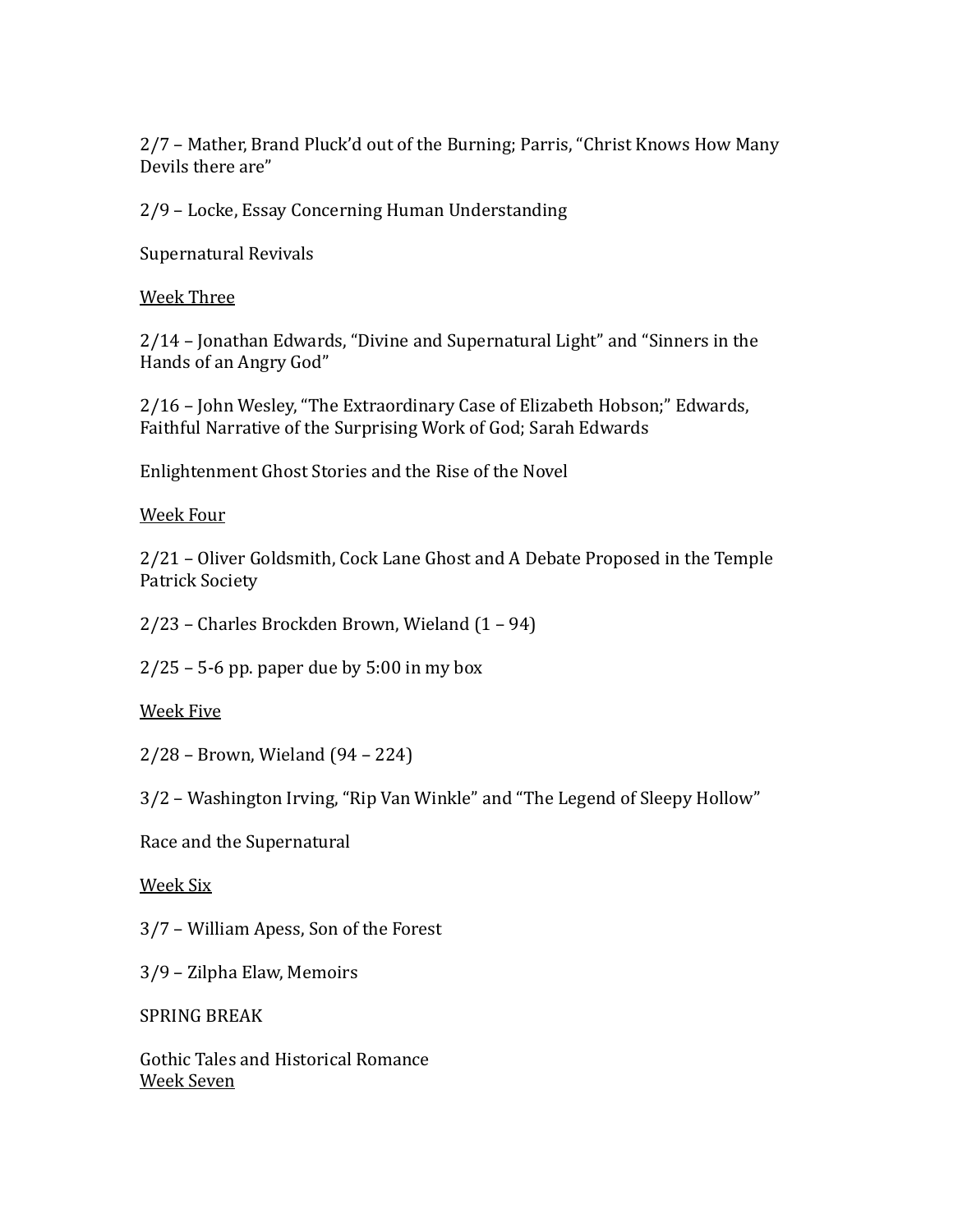2/7 – Mather, Brand Pluck'd out of the Burning; Parris, "Christ Knows How Many Devils there are"

2/9 – Locke, Essay Concerning Human Understanding

Supernatural Revivals

<u>Week Three</u>

2/14 – Jonathan Edwards, "Divine and Supernatural Light" and "Sinners in the Hands of an Angry God"

2/16 – John Wesley, "The Extraordinary Case of Elizabeth Hobson;" Edwards, Faithful Narrative of the Surprising Work of God; Sarah Edwards

Enlightenment Ghost Stories and the Rise of the Novel

<u>Week Four</u>

2/21 – Oliver Goldsmith, Cock Lane Ghost and A Debate Proposed in the Temple Patrick Society

2/23 – Charles Brockden Brown, Wieland (1 – 94)

2/25 – 5-6 pp. paper due by 5:00 in my box

<u>Week Five</u>

2/28 – Brown, Wieland (94 – 224)

3/2 – Washington Irving, "Rip Van Winkle" and "The Legend of Sleepy Hollow"

Race and the Supernatural

<u>Week Six</u>

3/7 – William Apess, Son of the Forest

3/9 – Zilpha Elaw, Memoirs

SPRING BREAK

Gothic Tales and Historical Romance

<u>Week Seven</u>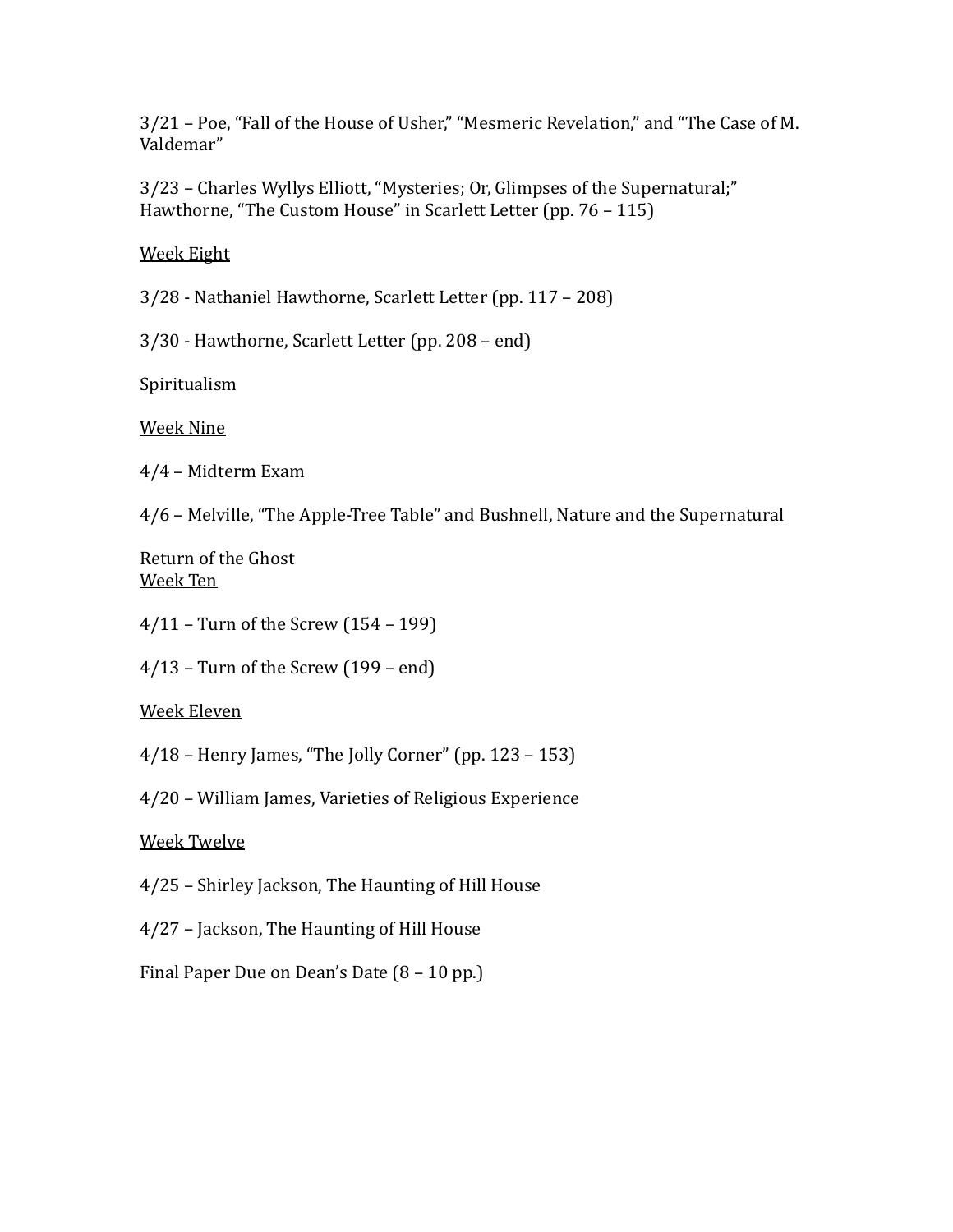3/21 – Poe, "Fall of the House of Usher," "Mesmeric Revelation," and "The Case of M. Valdemar"

3/23 – Charles Wyllys Elliott, "Mysteries; Or, Glimpses of the Supernatural;" Hawthorne, "The Custom House" in Scarlett Letter (pp. 76 – 115)

<u>Week Eight</u>

3/28 - Nathaniel Hawthorne, Scarlett Letter (pp. 117 – 208)

3/30 - Hawthorne, Scarlett Letter (pp. 208 – end)

Spiritualism

<u>Week Nine</u>

4/4 – Midterm Exam

4/6 – Melville, "The Apple-Tree Table" and Bushnell, Nature and the Supernatural

Return of the Ghost

<u>Week Ten</u>

4/11 – Turn of the Screw (154 – 199)

4/13 – Turn of the Screw (199 – end)

<u>Week Eleven</u>

4/18 – Henry James, "The Jolly Corner" (pp. 123 – 153)

4/20 – William James, Varieties of Religious Experience

<u>Week Twelve</u>

4/25 – Shirley Jackson, The Haunting of Hill House

4/27 – Jackson, The Haunting of Hill House

Final Paper Due on Dean's Date (8 – 10 pp.)